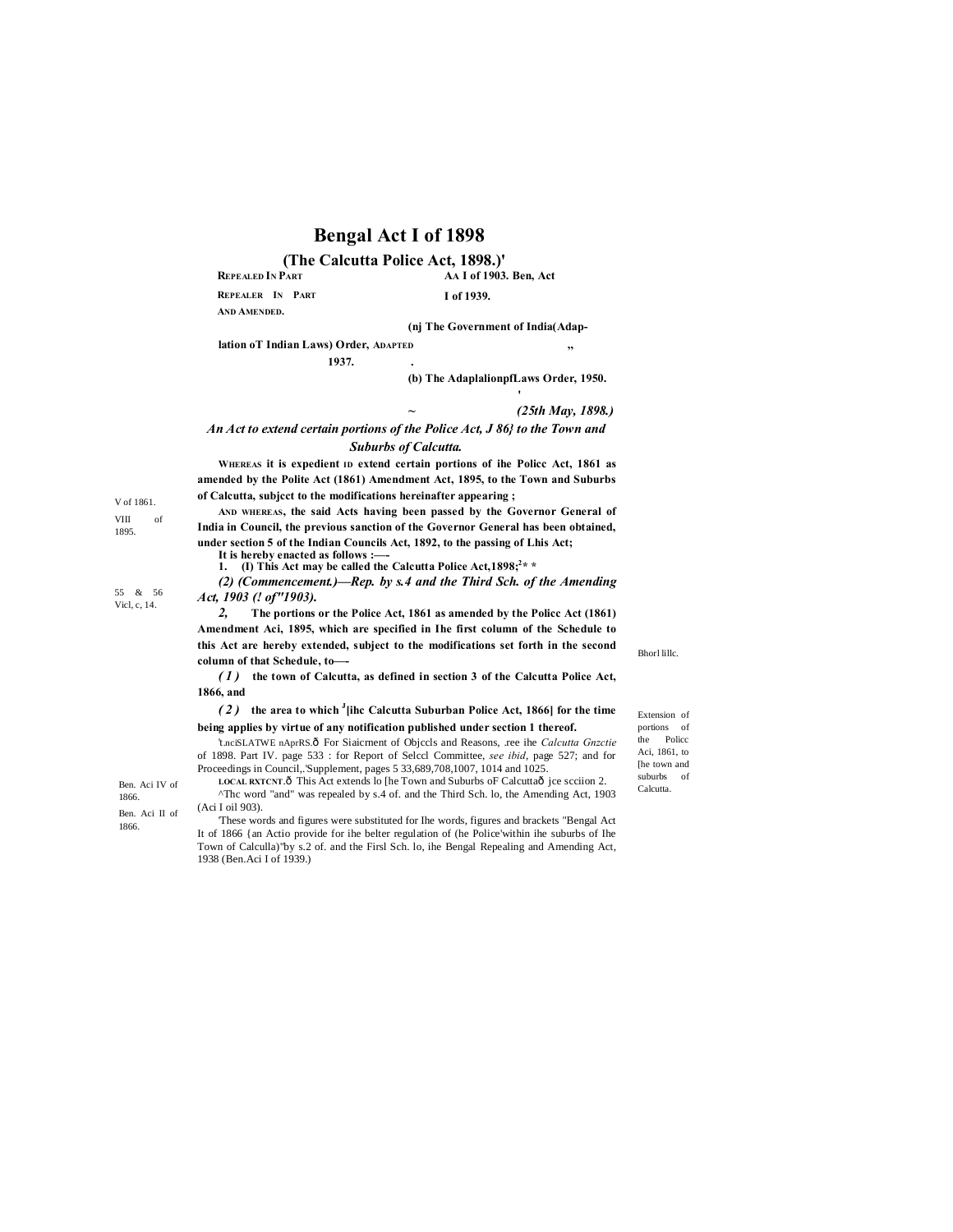# Bengal Act I of 1898

## (The Calcutta Police Act, 1898.)'

| | |
|---|---|
| REPEALED IN PART | AA I of 1903. Ben, Act |
| REPEALER IN PART AND AMENDED. | I of 1939. |
| ADAPTED | (nj The Government of India(Adaptation oT Indian Laws) Order, 1937. |
| ,, | (b) The AdaplalionpfLaws Order, 1950. |

~ *(25th May, 1898.)*

***An Act to extend certain portions of the Police Act, J 86} to the Town and Suburbs of Calcutta.***

**WHEREAS it is expedient ID extend certain portions of ihe Policc Act, 1861 as amended by the Polite Act (1861) Amendment Act, 1895, to the Town and Suburbs of Calcutta, subjcct to the modifications hereinafter appearing ;**

V of 1861.

VIII of 1895.

**AND WHEREAS, the said Acts having been passed by the Governor General of India in Council, the previous sanction of the Governor General has been obtained, under section 5 of the Indian Councils Act, 1892, to the passing of Lhis Act;**

55 & 56 Vicl, c, 14.

**It is hereby enacted as follows :—-**

Bhorl lillc.

**1. (I) This Act may be called the Calcutta Police Act,1898;[2]* \***

***(2) (Commencement.)—Rep. by s.4 and the Third Sch. of the Amending Act, 1903 (! of"1903).***

Extension of portions of the Policc Aci, 1861, to [he town and suburbs of Calcutta.

***2,*** **The portions or the Police Act, 1861 as amended by the Policc Act (1861) Amendment Aci, 1895, which are specified in Ihe first column of the Schedule to this Act are hereby extended, subject to the modifications set forth in the second column of that Schedule, to—-**

***( 1 )*** **the town of Calcutta, as defined in section 3 of the Calcutta Police Act, 1866, and**

Ben. Aci IV of 1866.

Ben. Aci II of 1866.

***( 2 )*** **the area to which [J][ihc Calcutta Suburban Police Act, 1866] for the time being applies by virtue of any notification published under section 1 thereof.**

't.nciSLATWE nAprRS.ô For Siaicrnent of Objccls and Reasons, .ree ihe *Calcutta Gnzctie* of 1898. Part IV. page 533 : for Report of Selccl Committee, *see ibid*, page 527; and for Proceedings in Council,.'Supplement, pages 5 33,689,708,1007, 1014 and 1025.

LOCAL RXTCNT.ô This Act extends lo [he Town and Suburbs oF Calcuttaô jce scciion 2.

^Thc word "and" was repealed by s.4 of. and the Third Sch. lo, the Amending Act, 1903 (Aci I oil 903).

'These words and figures were substituted for Ihe words, figures and brackets "Bengal Act It of 1866 {an Actio provide for ihe belter regulation of (he Police'within ihe suburbs of Ihe Town of Calculla)"by s.2 of. and the Firsl Sch. lo, ihe Bengal Repealing and Amending Act, 1938 (Ben.Aci I of 1939.)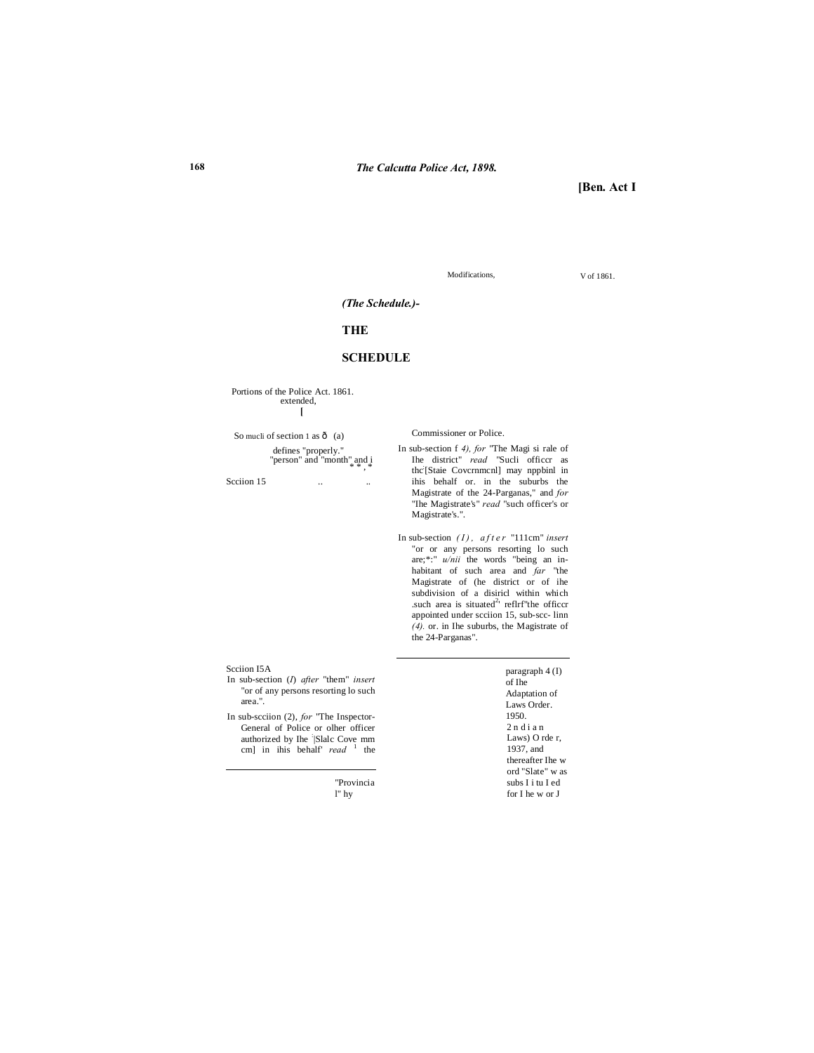# (The Schedule.)-

# THE SCHEDULE

| Portions of the Police Act. 1861. extended, | Modifications, |
| --- | --- |
| So mucli of section 1 as ô (a) defines "properly." "person" and "month" and i * * , * | |
| Scciion 15 .. .. | In sub-section f 4), *for* "The Magi si rale of Ihe district" *read* "Sucli officcr as thc[Staie Covcrnmcnl] may nppbinl in ihis behalf or. in the suburbs the Magistrate of the 24-Parganas," and *for* "Ihe Magistrate's" *read* "such officer's or Magistrate's.". |
| | In sub-section *(I), after* "111cm" *insert* "or or any persons resorting lo such are;*:" *u/nii* the words "being an inhabitant of such area and *far* "the Magistrate of (he district or of ihe subdivision of a disiricl within which .such area is situated[2] reflrf"the officcr appointed under scciion 15, sub-scc- linn *(4).* or. in Ihe suburbs, the Magistrate of the 24-Parganas". |
| Scciion I5A | In sub-section (*I*) *after* "them" *insert* "or of any persons resorting lo such area.". |
| | In sub-scciion (2), *for* "The Inspector-General of Police or olher officer authorized by Ihe [Slalc Cove mm cm] in ihis behalf' *read* [1] the Commissioner or Police. |

V of 1861.

---

"Provincial" hy paragraph 4 (I) of Ihe Adaptation of Laws Order. 1950.

2ndian Laws) Orde r, 1937, and thereafter Ihe word "Slate" was subsIitued for Ihe wor J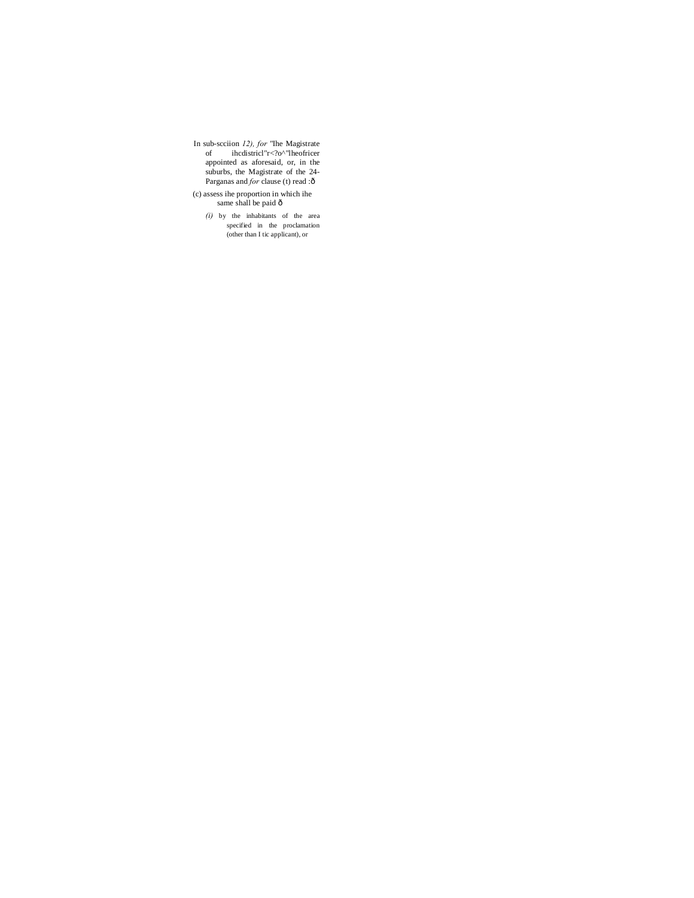In sub-scciion *12), for* "lhe Magistrate of ihcdistricl"r<?o^"lheofricer appointed as aforesaid, or, in the suburbs, the Magistrate of the 24-Parganas and *for* clause (t) read :ð

(c) assess ihe proportion in which ihe same shall be paid ð

*(i)* by the inhabitants of the area specified in the proclamation (other than I tic applicant), or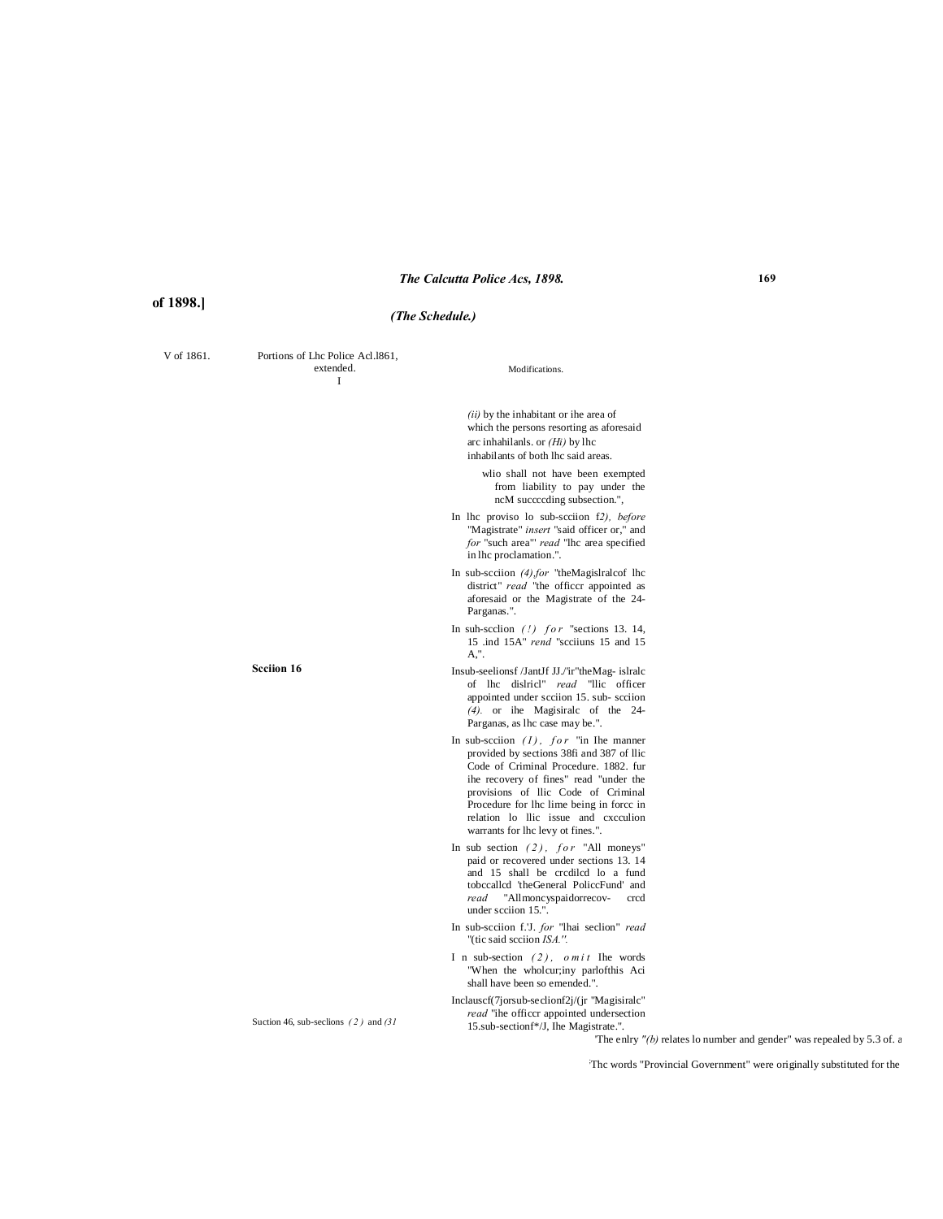**of 1898.]**

*(The Schedule.)*

| V of 1861. | Portions of Lhc Police Acl.l861, extended. | Modifications. |
|---|---|---|
| | | *(ii)* by the inhabitant or ihe area of which the persons resorting as aforesaid arc inhahilanls. or *(Hi)* by lhc inhabilants of both lhc said areas. |
| | | wlio shall not have been exempted from liability to pay under the ncM succccding subsection.", |
| | | In lhc proviso lo sub-scciion f*2), before* "Magistrate" *insert* "said officer or," and *for* "such area"' *read* "lhc area specified in lhc proclamation.". |
| | | In sub-scciion *(4),for* "theMagislralcof lhc district" *read* "the officcr appointed as aforesaid or the Magistrate of the 24-Parganas.". |
| | | In suh-scclion *(!) for* "sections 13. 14, 15 .ind 15A" *rend* "scciiuns 15 and 15 A,". |
| | **Scciion 16** | Insub-seelionsf /JantJf JJ./'ir"theMag- islralc of lhc dislricl" *read* "llic officer appointed under scciion 15. sub- scciion *(4).* or ihe Magisiralc of the 24-Parganas, as lhc case may be.". |
| | | In sub-scciion *(I), for* "in Ihe manner provided by sections 38fi and 387 of llic Code of Criminal Procedure. 1882. fur ihe recovery of fines" read "under the provisions of llic Code of Criminal Procedure for lhc lime being in forcc in relation lo llic issue and cxcculion warrants for lhc levy ot fines.". |
| | | In sub section *(2), for* "All moneys" paid or recovered under sections 13. 14 and 15 shall be crcdilcd lo a fund tobccallcd 'theGeneral PoliccFund' and *read* "Allmoncyspaidorrecov- crcd under scciion 15.". |
| | | In sub-scciion f.'J. *for* "lhai seclion" *read* "(tic said scciion *ISA.''.* |
| | | I n sub-section *(2), omit* Ihe words "When the wholcur;iny parlofthis Aci shall have been so emended.". |
| | Suction 46, sub-seclions *(2)* and *(31* | Inclauscf(7jorsub-seclionf2j/(jr "Magisiralc" *read* "ihe officcr appointed undersection 15.sub-sectionf*/J, Ihe Magistrate.". |

'The enlry *"(b)* relates lo number and gender" was repealed by 5.3 of. a

'Thc words "Provincial Government" were originally substituted for the